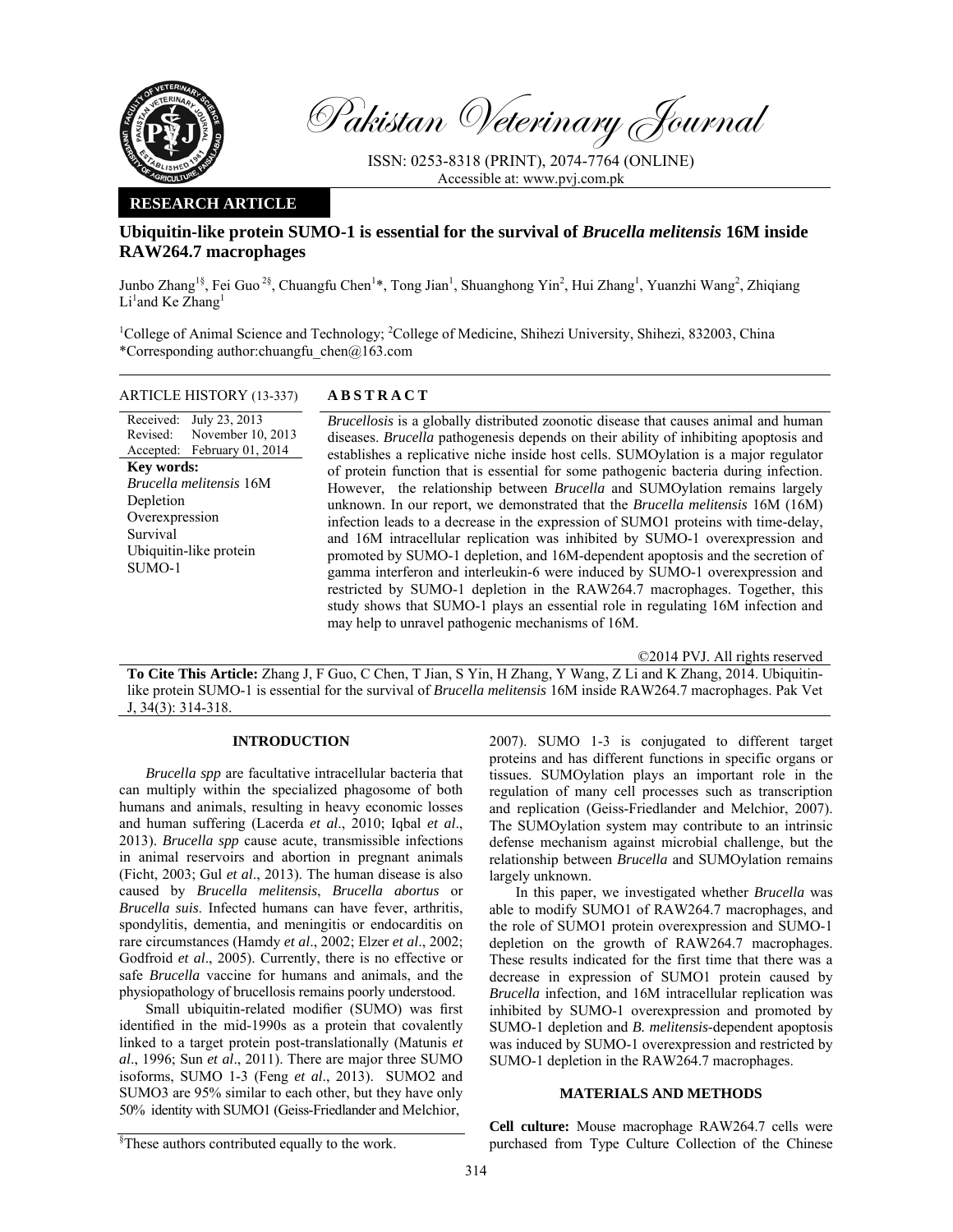# Pakistan Veterinary Journal

ISSN: 0253-8318 (PRINT), 2074-7764 (ONLINE)
Accessible at: www.pvj.com.pk

**RESEARCH ARTICLE**

## Ubiquitin-like protein SUMO-1 is essential for the survival of *Brucella melitensis* 16M inside RAW264.7 macrophages

Junbo Zhang[1§], Fei Guo[2§], Chuangfu Chen[1]*, Tong Jian[1], Shuanghong Yin[2], Hui Zhang[1], Yuanzhi Wang[2], Zhiqiang Li[1] and Ke Zhang[1]

[1]College of Animal Science and Technology; [2]College of Medicine, Shihezi University, Shihezi, 832003, China
*Corresponding author: chuangfu_chen@163.com

**ARTICLE HISTORY** (13-337)

Received: July 23, 2013
Revised: November 10, 2013
Accepted: February 01, 2014

**Key words:**
*Brucella melitensis* 16M
Depletion
Overexpression
Survival
Ubiquitin-like protein SUMO-1

**A B S T R A C T**

*Brucellosis* is a globally distributed zoonotic disease that causes animal and human diseases. *Brucella* pathogenesis depends on their ability of inhibiting apoptosis and establishes a replicative niche inside host cells. SUMOylation is a major regulator of protein function that is essential for some pathogenic bacteria during infection. However, the relationship between *Brucella* and SUMOylation remains largely unknown. In our report, we demonstrated that the *Brucella melitensis* 16M (16M) infection leads to a decrease in the expression of SUMO1 proteins with time-delay, and 16M intracellular replication was inhibited by SUMO-1 overexpression and promoted by SUMO-1 depletion, and 16M-dependent apoptosis and the secretion of gamma interferon and interleukin-6 were induced by SUMO-1 overexpression and restricted by SUMO-1 depletion in the RAW264.7 macrophages. Together, this study shows that SUMO-1 plays an essential role in regulating 16M infection and may help to unravel pathogenic mechanisms of 16M.

©2014 PVJ. All rights reserved

**To Cite This Article:** Zhang J, F Guo, C Chen, T Jian, S Yin, H Zhang, Y Wang, Z Li and K Zhang, 2014. Ubiquitin-like protein SUMO-1 is essential for the survival of *Brucella melitensis* 16M inside RAW264.7 macrophages. Pak Vet J, 34(3): 314-318.

## INTRODUCTION

*Brucella spp* are facultative intracellular bacteria that can multiply within the specialized phagosome of both humans and animals, resulting in heavy economic losses and human suffering (Lacerda *et al*., 2010; Iqbal *et al*., 2013). *Brucella spp* cause acute, transmissible infections in animal reservoirs and abortion in pregnant animals (Ficht, 2003; Gul *et al*., 2013). The human disease is also caused by *Brucella melitensis*, *Brucella abortus* or *Brucella suis*. Infected humans can have fever, arthritis, spondylitis, dementia, and meningitis or endocarditis on rare circumstances (Hamdy *et al*., 2002; Elzer *et al*., 2002; Godfroid *et al*., 2005). Currently, there is no effective or safe *Brucella* vaccine for humans and animals, and the physiopathology of brucellosis remains poorly understood.

Small ubiquitin-related modifier (SUMO) was first identified in the mid-1990s as a protein that covalently linked to a target protein post-translationally (Matunis *et al*., 1996; Sun *et al*., 2011). There are major three SUMO isoforms, SUMO 1-3 (Feng *et al*., 2013). SUMO2 and SUMO3 are 95% similar to each other, but they have only 50% identity with SUMO1 (Geiss-Friedlander and Melchior, 2007). SUMO 1-3 is conjugated to different target proteins and has different functions in specific organs or tissues. SUMOylation plays an important role in the regulation of many cell processes such as transcription and replication (Geiss-Friedlander and Melchior, 2007). The SUMOylation system may contribute to an intrinsic defense mechanism against microbial challenge, but the relationship between *Brucella* and SUMOylation remains largely unknown.

In this paper, we investigated whether *Brucella* was able to modify SUMO1 of RAW264.7 macrophages, and the role of SUMO1 protein overexpression and SUMO-1 depletion on the growth of RAW264.7 macrophages. These results indicated for the first time that there was a decrease in expression of SUMO1 protein caused by *Brucella* infection, and 16M intracellular replication was inhibited by SUMO-1 overexpression and promoted by SUMO-1 depletion and *B. melitensis*-dependent apoptosis was induced by SUMO-1 overexpression and restricted by SUMO-1 depletion in the RAW264.7 macrophages.

## MATERIALS AND METHODS

**Cell culture:** Mouse macrophage RAW264.7 cells were purchased from Type Culture Collection of the Chinese

[§]These authors contributed equally to the work.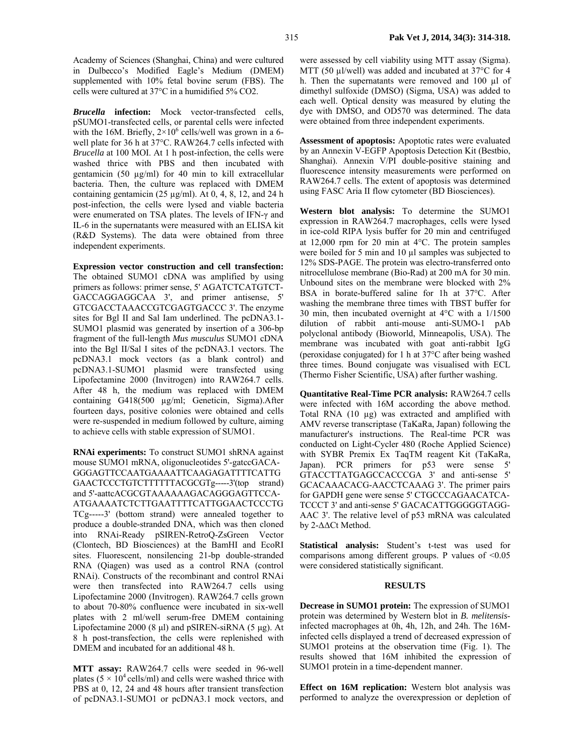Academy of Sciences (Shanghai, China) and were cultured in Dulbecco's Modified Eagle's Medium (DMEM) supplemented with 10% fetal bovine serum (FBS). The cells were cultured at 37°C in a humidified 5% CO2.

***Brucella* infection:** Mock vector-transfected cells, pSUMO1-transfected cells, or parental cells were infected with the 16M. Briefly, $2\times10^6$ cells/well was grown in a 6-well plate for 36 h at 37°C. RAW264.7 cells infected with *Brucella* at 100 MOI. At 1 h post-infection, the cells were washed thrice with PBS and then incubated with gentamicin (50 µg/ml) for 40 min to kill extracellular bacteria. Then, the culture was replaced with DMEM containing gentamicin (25 µg/ml). At 0, 4, 8, 12, and 24 h post-infection, the cells were lysed and viable bacteria were enumerated on TSA plates. The levels of IFN-γ and IL-6 in the supernatants were measured with an ELISA kit (R&D Systems). The data were obtained from three independent experiments.

**Expression vector construction and cell transfection:** The obtained SUMO1 cDNA was amplified by using primers as follows: primer sense, 5' AGATCTCATGTCT-GACCAGGAGGCAA 3', and primer antisense, 5' GTCGACCTAAACCGTCGAGTGACCC 3'. The enzyme sites for Bgl II and Sal Iam underlined. The pcDNA3.1-SUMO1 plasmid was generated by insertion of a 306-bp fragment of the full-length *Mus musculus* SUMO1 cDNA into the Bgl II/Sal I sites of the pcDNA3.1 vectors. The pcDNA3.1 mock vectors (as a blank control) and pcDNA3.1-SUMO1 plasmid were transfected using Lipofectamine 2000 (Invitrogen) into RAW264.7 cells. After 48 h, the medium was replaced with DMEM containing G418(500 µg/ml; Geneticin, Sigma).After fourteen days, positive colonies were obtained and cells were re-suspended in medium followed by culture, aiming to achieve cells with stable expression of SUMO1.

**RNAi experiments:** To construct SUMO1 shRNA against mouse SUMO1 mRNA, oligonucleotides 5'-gatccGACA-GGGAGTTCCAATGAAAATTCAAGAGATTTTCATTG GAACTCCCTGTCTTTTTTACGCGTg-----3'(top strand) and 5'-aattcACGCGTAAAAAAGACAGGGAGTTCCA-ATGAAAATCTCTTGAATTTTCATTGGAACTCCCTG TCg-----3' (bottom strand) were annealed together to produce a double-stranded DNA, which was then cloned into RNAi-Ready pSIREN-RetroQ-ZsGreen Vector (Clontech, BD Biosciences) at the BamHI and EcoRI sites. Fluorescent, nonsilencing 21-bp double-stranded RNA (Qiagen) was used as a control RNA (control RNAi). Constructs of the recombinant and control RNAi were then transfected into RAW264.7 cells using Lipofectamine 2000 (Invitrogen). RAW264.7 cells grown to about 70-80% confluence were incubated in six-well plates with 2 ml/well serum-free DMEM containing Lipofectamine 2000 (8 µl) and pSIREN-siRNA (5 µg). At 8 h post-transfection, the cells were replenished with DMEM and incubated for an additional 48 h.

**MTT assay:** RAW264.7 cells were seeded in 96-well plates ($5\times10^4$ cells/ml) and cells were washed thrice with PBS at 0, 12, 24 and 48 hours after transient transfection of pcDNA3.1-SUMO1 or pcDNA3.1 mock vectors, and were assessed by cell viability using MTT assay (Sigma). MTT (50 µl/well) was added and incubated at 37°C for 4 h. Then the supernatants were removed and 100 µl of dimethyl sulfoxide (DMSO) (Sigma, USA) was added to each well. Optical density was measured by eluting the dye with DMSO, and OD570 was determined. The data were obtained from three independent experiments.

**Assessment of apoptosis:** Apoptotic rates were evaluated by an Annexin V-EGFP Apoptosis Detection Kit (Bestbio, Shanghai). Annexin V/PI double-positive staining and fluorescence intensity measurements were performed on RAW264.7 cells. The extent of apoptosis was determined using FASC Aria II flow cytometer (BD Biosciences).

**Western blot analysis:** To determine the SUMO1 expression in RAW264.7 macrophages, cells were lysed in ice-cold RIPA lysis buffer for 20 min and centrifuged at 12,000 rpm for 20 min at 4°C. The protein samples were boiled for 5 min and 10 µl samples was subjected to 12% SDS-PAGE. The protein was electro-transferred onto nitrocellulose membrane (Bio-Rad) at 200 mA for 30 min. Unbound sites on the membrane were blocked with 2% BSA in borate-buffered saline for 1h at 37°C. After washing the membrane three times with TBST buffer for 30 min, then incubated overnight at 4°C with a 1/1500 dilution of rabbit anti-mouse anti-SUMO-1 pAb polyclonal antibody (Bioworld, Minneapolis, USA). The membrane was incubated with goat anti-rabbit IgG (peroxidase conjugated) for 1 h at 37°C after being washed three times. Bound conjugate was visualised with ECL (Thermo Fisher Scientific, USA) after further washing.

**Quantitative Real-Time PCR analysis:** RAW264.7 cells were infected with 16M according the above method. Total RNA (10 µg) was extracted and amplified with AMV reverse transcriptase (TaKaRa, Japan) following the manufacturer's instructions. The Real-time PCR was conducted on Light-Cycler 480 (Roche Applied Science) with SYBR Premix Ex TaqTM reagent Kit (TaKaRa, Japan). PCR primers for p53 were sense 5' GTACCTTATGAGCCACCCGA 3' and anti-sense 5' GCACAAACACG-AACCTCAAAG 3'. The primer pairs for GAPDH gene were sense 5' CTGCCCAGAACATCA-TCCCT 3' and anti-sense 5' GACACATTGGGGGTAGG-AAC 3'. The relative level of p53 mRNA was calculated by $2^{-\Delta\Delta Ct}$ Method.

**Statistical analysis:** Student's t-test was used for comparisons among different groups. P values of $<0.05$ were considered statistically significant.

## RESULTS

**Decrease in SUMO1 protein:** The expression of SUMO1 protein was determined by Western blot in *B. melitensis*-infected macrophages at 0h, 4h, 12h, and 24h. The 16M-infected cells displayed a trend of decreased expression of SUMO1 proteins at the observation time (Fig. 1). The results showed that 16M inhibited the expression of SUMO1 protein in a time-dependent manner.

**Effect on 16M replication:** Western blot analysis was performed to analyze the overexpression or depletion of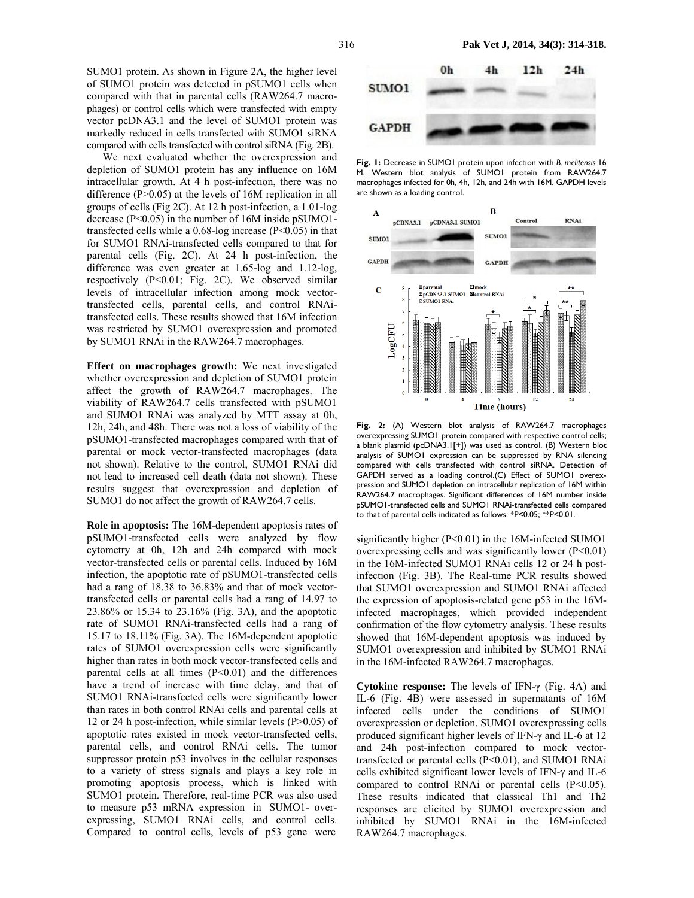SUMO1 protein. As shown in Figure 2A, the higher level of SUMO1 protein was detected in pSUMO1 cells when compared with that in parental cells (RAW264.7 macrophages) or control cells which were transfected with empty vector pcDNA3.1 and the level of SUMO1 protein was markedly reduced in cells transfected with SUMO1 siRNA compared with cells transfected with control siRNA (Fig. 2B).

We next evaluated whether the overexpression and depletion of SUMO1 protein has any influence on 16M intracellular growth. At 4 h post-infection, there was no difference (P>0.05) at the levels of 16M replication in all groups of cells (Fig 2C). At 12 h post-infection, a 1.01-log decrease (P<0.05) in the number of 16M inside pSUMO1-transfected cells while a 0.68-log increase (P<0.05) in that for SUMO1 RNAi-transfected cells compared to that for parental cells (Fig. 2C). At 24 h post-infection, the difference was even greater at 1.65-log and 1.12-log, respectively (P<0.01; Fig. 2C). We observed similar levels of intracellular infection among mock vector-transfected cells, parental cells, and control RNAi-transfected cells. These results showed that 16M infection was restricted by SUMO1 overexpression and promoted by SUMO1 RNAi in the RAW264.7 macrophages.

**Effect on macrophages growth:** We next investigated whether overexpression and depletion of SUMO1 protein affect the growth of RAW264.7 macrophages. The viability of RAW264.7 cells transfected with pSUMO1 and SUMO1 RNAi was analyzed by MTT assay at 0h, 12h, 24h, and 48h. There was not a loss of viability of the pSUMO1-transfected macrophages compared with that of parental or mock vector-transfected macrophages (data not shown). Relative to the control, SUMO1 RNAi did not lead to increased cell death (data not shown). These results suggest that overexpression and depletion of SUMO1 do not affect the growth of RAW264.7 cells.

**Role in apoptosis:** The 16M-dependent apoptosis rates of pSUMO1-transfected cells were analyzed by flow cytometry at 0h, 12h and 24h compared with mock vector-transfected cells or parental cells. Induced by 16M infection, the apoptotic rate of pSUMO1-transfected cells had a rang of 18.38 to 36.83% and that of mock vector-transfected cells or parental cells had a rang of 14.97 to 23.86% or 15.34 to 23.16% (Fig. 3A), and the apoptotic rate of SUMO1 RNAi-transfected cells had a rang of 15.17 to 18.11% (Fig. 3A). The 16M-dependent apoptotic rates of SUMO1 overexpression cells were significantly higher than rates in both mock vector-transfected cells and parental cells at all times (P<0.01) and the differences have a trend of increase with time delay, and that of SUMO1 RNAi-transfected cells were significantly lower than rates in both control RNAi cells and parental cells at 12 or 24 h post-infection, while similar levels (P>0.05) of apoptotic rates existed in mock vector-transfected cells, parental cells, and control RNAi cells. The tumor suppressor protein p53 involves in the cellular responses to a variety of stress signals and plays a key role in promoting apoptosis process, which is linked with SUMO1 protein. Therefore, real-time PCR was also used to measure p53 mRNA expression in SUMO1- over-expressing, SUMO1 RNAi cells, and control cells. Compared to control cells, levels of p53 gene were significantly higher (P<0.01) in the 16M-infected SUMO1 overexpressing cells and was significantly lower (P<0.01) in the 16M-infected SUMO1 RNAi cells 12 or 24 h post-infection (Fig. 3B). The Real-time PCR results showed that SUMO1 overexpression and SUMO1 RNAi affected the expression of apoptosis-related gene p53 in the 16M-infected macrophages, which provided independent confirmation of the flow cytometry analysis. These results showed that 16M-dependent apoptosis was induced by SUMO1 overexpression and inhibited by SUMO1 RNAi in the 16M-infected RAW264.7 macrophages.

**Fig. 1:** Decrease in SUMO1 protein upon infection with *B. melitensis* 16 M. Western blot analysis of SUMO1 protein from RAW264.7 macrophages infected for 0h, 4h, 12h, and 24h with 16M. GAPDH levels are shown as a loading control.

**Fig. 2:** (A) Western blot analysis of RAW264.7 macrophages overexpressing SUMO1 protein compared with respective control cells; a blank plasmid (pcDNA3.1[+]) was used as control. (B) Western blot analysis of SUMO1 expression can be suppressed by RNA silencing compared with cells transfected with control siRNA. Detection of GAPDH served as a loading control.(C) Effect of SUMO1 overexpression and SUMO1 depletion on intracellular replication of 16M within RAW264.7 macrophages. Significant differences of 16M number inside pSUMO1-transfected cells and SUMO1 RNAi-transfected cells compared to that of parental cells indicated as follows: *P<0.05; **P<0.01.

**Cytokine response:** The levels of IFN-γ (Fig. 4A) and IL-6 (Fig. 4B) were assessed in supernatants of 16M infected cells under the conditions of SUMO1 overexpression or depletion. SUMO1 overexpressing cells produced significant higher levels of IFN-γ and IL-6 at 12 and 24h post-infection compared to mock vector-transfected or parental cells (P<0.01), and SUMO1 RNAi cells exhibited significant lower levels of IFN-γ and IL-6 compared to control RNAi or parental cells (P<0.05). These results indicated that classical Th1 and Th2 responses are elicited by SUMO1 overexpression and inhibited by SUMO1 RNAi in the 16M-infected RAW264.7 macrophages.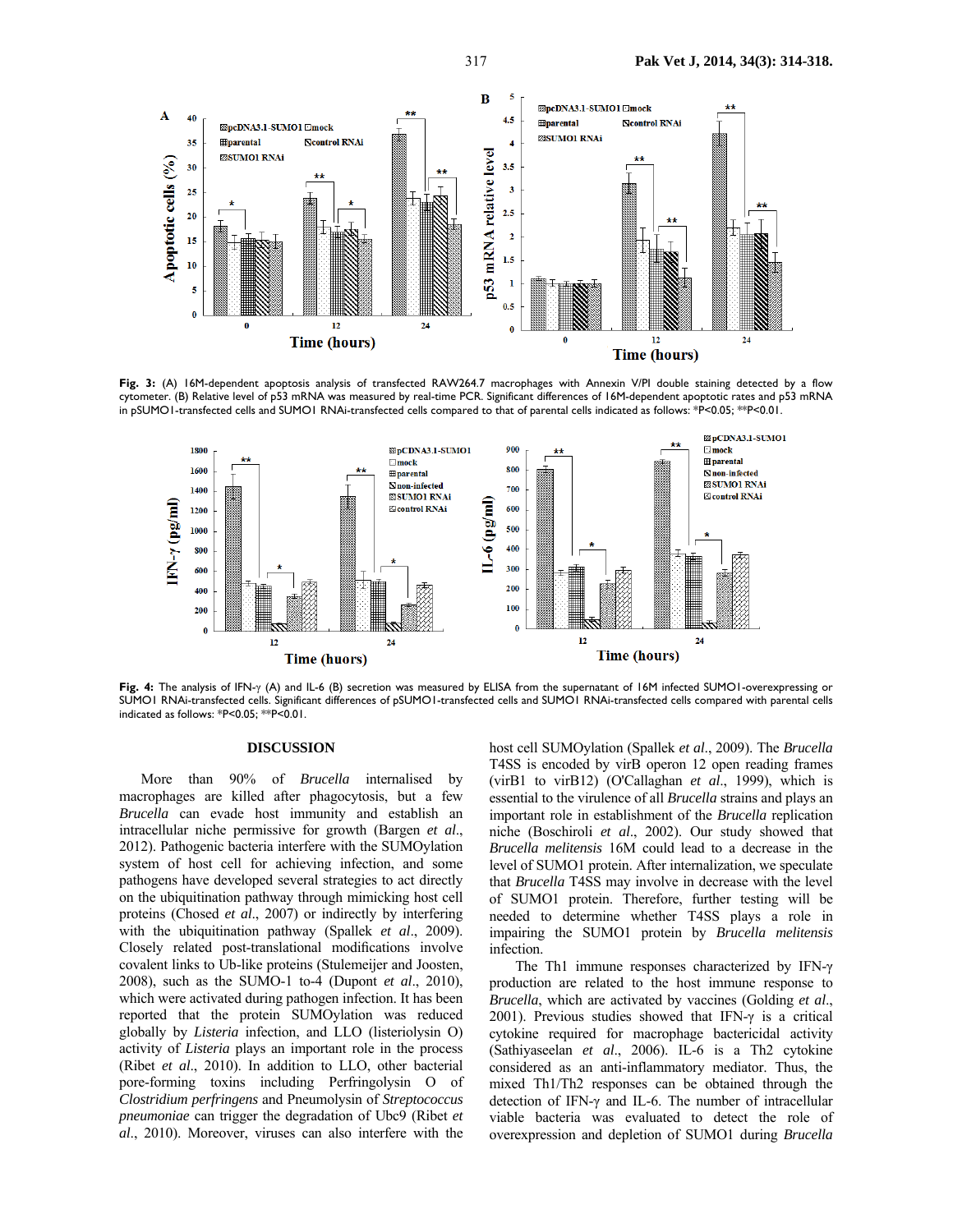Fig. 3: (A) 16M-dependent apoptosis analysis of transfected RAW264.7 macrophages with Annexin V/PI double staining detected by a flow cytometer. (B) Relative level of p53 mRNA was measured by real-time PCR. Significant differences of 16M-dependent apoptotic rates and p53 mRNA in pSUMO1-transfected cells and SUMO1 RNAi-transfected cells compared to that of parental cells indicated as follows: *P<0.05; **P<0.01.

Fig. 4: The analysis of IFN-γ (A) and IL-6 (B) secretion was measured by ELISA from the supernatant of 16M infected SUMO1-overexpressing or SUMO1 RNAi-transfected cells. Significant differences of pSUMO1-transfected cells and SUMO1 RNAi-transfected cells compared with parental cells indicated as follows: *P<0.05; **P<0.01.

## DISCUSSION

More than 90% of *Brucella* internalised by macrophages are killed after phagocytosis, but a few *Brucella* can evade host immunity and establish an intracellular niche permissive for growth (Bargen *et al*., 2012). Pathogenic bacteria interfere with the SUMOylation system of host cell for achieving infection, and some pathogens have developed several strategies to act directly on the ubiquitination pathway through mimicking host cell proteins (Chosed *et al*., 2007) or indirectly by interfering with the ubiquitination pathway (Spallek *et al*., 2009). Closely related post-translational modifications involve covalent links to Ub-like proteins (Stulemeijer and Joosten, 2008), such as the SUMO-1 to-4 (Dupont *et al*., 2010), which were activated during pathogen infection. It has been reported that the protein SUMOylation was reduced globally by *Listeria* infection, and LLO (listeriolysin O) activity of *Listeria* plays an important role in the process (Ribet *et al*., 2010). In addition to LLO, other bacterial pore-forming toxins including Perfringolysin O of *Clostridium perfringens* and Pneumolysin of *Streptococcus pneumoniae* can trigger the degradation of Ubc9 (Ribet *et al*., 2010). Moreover, viruses can also interfere with the host cell SUMOylation (Spallek *et al*., 2009). The *Brucella* T4SS is encoded by virB operon 12 open reading frames (virB1 to virB12) (O'Callaghan *et al*., 1999), which is essential to the virulence of all *Brucella* strains and plays an important role in establishment of the *Brucella* replication niche (Boschiroli *et al*., 2002). Our study showed that *Brucella melitensis* 16M could lead to a decrease in the level of SUMO1 protein. After internalization, we speculate that *Brucella* T4SS may involve in decrease with the level of SUMO1 protein. Therefore, further testing will be needed to determine whether T4SS plays a role in impairing the SUMO1 protein by *Brucella melitensis* infection.

The Th1 immune responses characterized by IFN-γ production are related to the host immune response to *Brucella*, which are activated by vaccines (Golding *et al*., 2001). Previous studies showed that IFN-γ is a critical cytokine required for macrophage bactericidal activity (Sathiyaseelan *et al*., 2006). IL-6 is a Th2 cytokine considered as an anti-inflammatory mediator. Thus, the mixed Th1/Th2 responses can be obtained through the detection of IFN-γ and IL-6. The number of intracellular viable bacteria was evaluated to detect the role of overexpression and depletion of SUMO1 during *Brucella*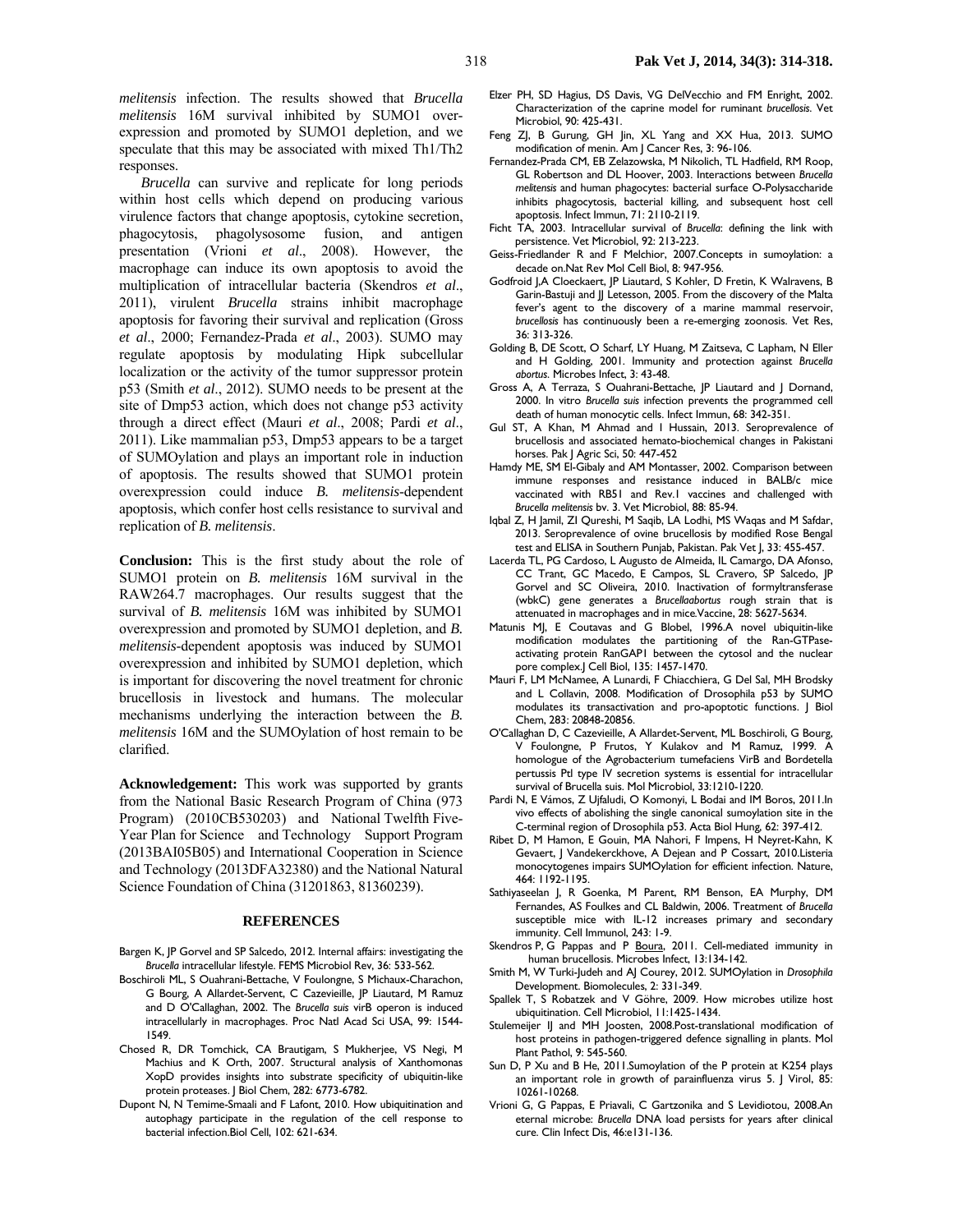*melitensis* infection. The results showed that *Brucella melitensis* 16M survival inhibited by SUMO1 over-expression and promoted by SUMO1 depletion, and we speculate that this may be associated with mixed Th1/Th2 responses.

*Brucella* can survive and replicate for long periods within host cells which depend on producing various virulence factors that change apoptosis, cytokine secretion, phagocytosis, phagolysosome fusion, and antigen presentation (Vrioni *et al*., 2008). However, the macrophage can induce its own apoptosis to avoid the multiplication of intracellular bacteria (Skendros *et al*., 2011), virulent *Brucella* strains inhibit macrophage apoptosis for favoring their survival and replication (Gross *et al*., 2000; Fernandez-Prada *et al*., 2003). SUMO may regulate apoptosis by modulating Hipk subcellular localization or the activity of the tumor suppressor protein p53 (Smith *et al*., 2012). SUMO needs to be present at the site of Dmp53 action, which does not change p53 activity through a direct effect (Mauri *et al*., 2008; Pardi *et al*., 2011). Like mammalian p53, Dmp53 appears to be a target of SUMOylation and plays an important role in induction of apoptosis. The results showed that SUMO1 protein overexpression could induce *B. melitensis*-dependent apoptosis, which confer host cells resistance to survival and replication of *B. melitensis*.

**Conclusion:** This is the first study about the role of SUMO1 protein on *B. melitensis* 16M survival in the RAW264.7 macrophages. Our results suggest that the survival of *B. melitensis* 16M was inhibited by SUMO1 overexpression and promoted by SUMO1 depletion, and *B. melitensis*-dependent apoptosis was induced by SUMO1 overexpression and inhibited by SUMO1 depletion, which is important for discovering the novel treatment for chronic brucellosis in livestock and humans. The molecular mechanisms underlying the interaction between the *B. melitensis* 16M and the SUMOylation of host remain to be clarified.

**Acknowledgement:** This work was supported by grants from the National Basic Research Program of China (973 Program) (2010CB530203) and National Twelfth Five-Year Plan for Science and Technology Support Program (2013BAI05B05) and International Cooperation in Science and Technology (2013DFA32380) and the National Natural Science Foundation of China (31201863, 81360239).

## REFERENCES

Bargen K, JP Gorvel and SP Salcedo, 2012. Internal affairs: investigating the *Brucella* intracellular lifestyle. FEMS Microbiol Rev, 36: 533-562.

Boschiroli ML, S Ouahrani-Bettache, V Foulongne, S Michaux-Charachon, G Bourg, A Allardet-Servent, C Cazevieille, JP Liautard, M Ramuz and D O'Callaghan, 2002. The *Brucella suis* virB operon is induced intracellularly in macrophages. Proc Natl Acad Sci USA, 99: 1544-1549.

Chosed R, DR Tomchick, CA Brautigam, S Mukherjee, VS Negi, M Machius and K Orth, 2007. Structural analysis of Xanthomonas XopD provides insights into substrate specificity of ubiquitin-like protein proteases. J Biol Chem, 282: 6773-6782.

Dupont N, N Temime-Smaali and F Lafont, 2010. How ubiquitination and autophagy participate in the regulation of the cell response to bacterial infection.Biol Cell, 102: 621-634.

Elzer PH, SD Hagius, DS Davis, VG DelVecchio and FM Enright, 2002. Characterization of the caprine model for ruminant *brucellosis*. Vet Microbiol, 90: 425-431.

Feng ZJ, B Gurung, GH Jin, XL Yang and XX Hua, 2013. SUMO modification of menin. Am J Cancer Res, 3: 96-106.

Fernandez-Prada CM, EB Zelazowska, M Nikolich, TL Hadfield, RM Roop, GL Robertson and DL Hoover, 2003. Interactions between *Brucella melitensis* and human phagocytes: bacterial surface O-Polysaccharide inhibits phagocytosis, bacterial killing, and subsequent host cell apoptosis. Infect Immun, 71: 2110-2119.

Ficht TA, 2003. Intracellular survival of *Brucella*: defining the link with persistence. Vet Microbiol, 92: 213-223.

Geiss-Friedlander R and F Melchior, 2007.Concepts in sumoylation: a decade on.Nat Rev Mol Cell Biol, 8: 947-956.

Godfroid J,A Cloeckaert, JP Liautard, S Kohler, D Fretin, K Walravens, B Garin-Bastuji and JJ Letesson, 2005. From the discovery of the Malta fever's agent to the discovery of a marine mammal reservoir, *brucellosis* has continuously been a re-emerging zoonosis. Vet Res, 36: 313-326.

Golding B, DE Scott, O Scharf, LY Huang, M Zaitseva, C Lapham, N Eller and H Golding, 2001. Immunity and protection against *Brucella abortus*. Microbes Infect, 3: 43-48.

Gross A, A Terraza, S Ouahrani-Bettache, JP Liautard and J Dornand, 2000. In vitro *Brucella suis* infection prevents the programmed cell death of human monocytic cells. Infect Immun, 68: 342-351.

Gul ST, A Khan, M Ahmad and I Hussain, 2013. Seroprevalence of brucellosis and associated hemato-biochemical changes in Pakistani horses. Pak J Agric Sci, 50: 447-452

Hamdy ME, SM El-Gibaly and AM Montasser, 2002. Comparison between immune responses and resistance induced in BALB/c mice vaccinated with RB51 and Rev.1 vaccines and challenged with *Brucella melitensis* bv. 3. Vet Microbiol, 88: 85-94.

Iqbal Z, H Jamil, ZI Qureshi, M Saqib, LA Lodhi, MS Waqas and M Safdar, 2013. Seroprevalence of ovine brucellosis by modified Rose Bengal test and ELISA in Southern Punjab, Pakistan. Pak Vet J, 33: 455-457.

Lacerda TL, PG Cardoso, L Augusto de Almeida, IL Camargo, DA Afonso, CC Trant, GC Macedo, E Campos, SL Cravero, SP Salcedo, JP Gorvel and SC Oliveira, 2010. Inactivation of formyltransferase (wbkC) gene generates a *Brucellaabortus* rough strain that is attenuated in macrophages and in mice.Vaccine, 28: 5627-5634.

Matunis MJ, E Coutavas and G Blobel, 1996.A novel ubiquitin-like modification modulates the partitioning of the Ran-GTPase-activating protein RanGAP1 between the cytosol and the nuclear pore complex.J Cell Biol, 135: 1457-1470.

Mauri F, LM McNamee, A Lunardi, F Chiacchiera, G Del Sal, MH Brodsky and L Collavin, 2008. Modification of Drosophila p53 by SUMO modulates its transactivation and pro-apoptotic functions. J Biol Chem, 283: 20848-20856.

O'Callaghan D, C Cazevieille, A Allardet-Servent, ML Boschiroli, G Bourg, V Foulongne, P Frutos, Y Kulakov and M Ramuz, 1999. A homologue of the Agrobacterium tumefaciens VirB and Bordetella pertussis Ptl type IV secretion systems is essential for intracellular survival of Brucella suis. Mol Microbiol, 33:1210-1220.

Pardi N, E Vámos, Z Ujfaludi, O Komonyi, L Bodai and IM Boros, 2011.In vivo effects of abolishing the single canonical sumoylation site in the C-terminal region of Drosophila p53. Acta Biol Hung, 62: 397-412.

Ribet D, M Hamon, E Gouin, MA Nahori, F Impens, H Neyret-Kahn, K Gevaert, J Vandekerckhove, A Dejean and P Cossart, 2010.Listeria monocytogenes impairs SUMOylation for efficient infection. Nature, 464: 1192-1195.

Sathiyaseelan J, R Goenka, M Parent, RM Benson, EA Murphy, DM Fernandes, AS Foulkes and CL Baldwin, 2006. Treatment of *Brucella* susceptible mice with IL-12 increases primary and secondary immunity. Cell Immunol, 243: 1-9.

Skendros P, G Pappas and P Boura, 2011. Cell-mediated immunity in human brucellosis. Microbes Infect, 13:134-142.

Smith M, W Turki-Judeh and AJ Courey, 2012. SUMOylation in *Drosophila* Development. Biomolecules, 2: 331-349.

Spallek T, S Robatzek and V Göhre, 2009. How microbes utilize host ubiquitination. Cell Microbiol, 11:1425-1434.

Stulemeijer IJ and MH Joosten, 2008.Post-translational modification of host proteins in pathogen-triggered defence signalling in plants. Mol Plant Pathol, 9: 545-560.

Sun D, P Xu and B He, 2011.Sumoylation of the P protein at K254 plays an important role in growth of parainfluenza virus 5. J Virol, 85: 10261-10268.

Vrioni G, G Pappas, E Priavali, C Gartzonika and S Levidiotou, 2008.An eternal microbe: *Brucella* DNA load persists for years after clinical cure. Clin Infect Dis, 46:e131-136.